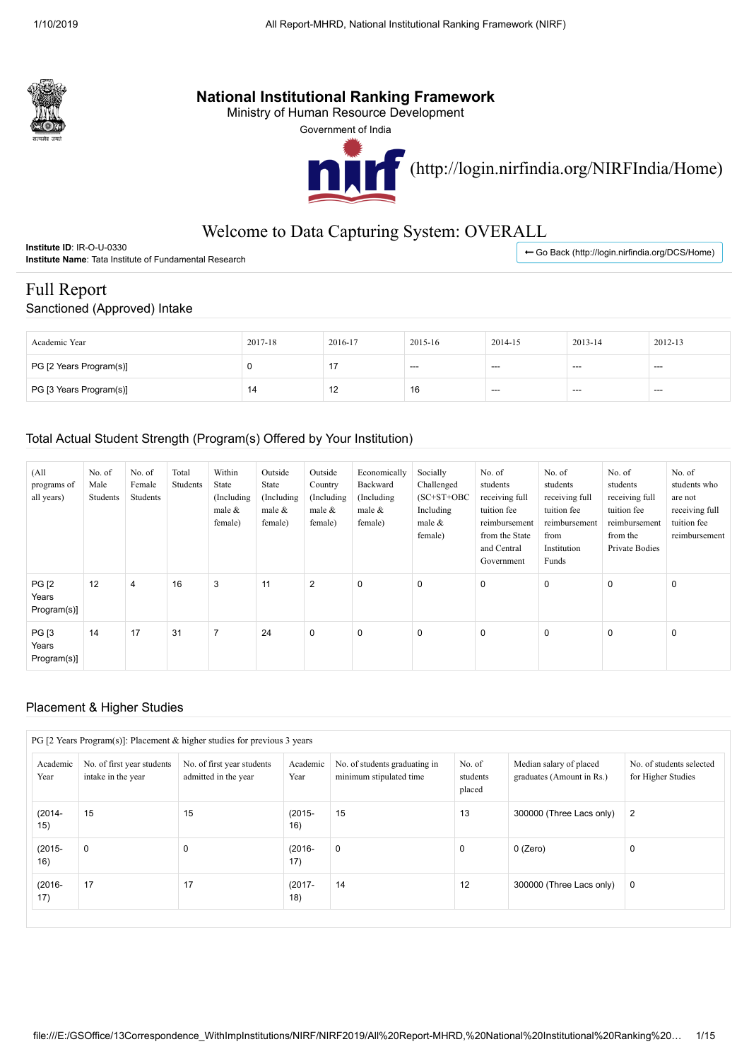# National Institutional Ranking Framework

Ministry of Human Resource Development

Government of India

(http://login.nirfindia.org/NIRFIndia/Home)

## Welcome to Data Capturing System: OVERALL

**Institute ID**: IR-O-U-0330

**Institute Name**: Tata Institute of Fundamental Research

← Go Back (http://login.nirfindia.org/DCS/Home)

# Full Report

## Sanctioned (Approved) Intake

| Academic Year | 2017-18 | 2016-17 | 2015-16 | 2014-15 | 2013-14 | 2012-13 |
|---|---|---|---|---|---|---|
| PG [2 Years Program(s)] | 0 | 17 | --- | --- | --- | --- |
| PG [3 Years Program(s)] | 14 | 12 | 16 | --- | --- | --- |

## Total Actual Student Strength (Program(s) Offered by Your Institution)

| (All programs of all years) | No. of Male Students | No. of Female Students | Total Students | Within State (Including male & female) | Outside State (Including male & female) | Outside Country (Including male & female) | Economically Backward (Including male & female) | Socially Challenged (SC+ST+OBC Including male & female) | No. of students receiving full tuition fee reimbursement from the State and Central Government | No. of students receiving full tuition fee reimbursement from Institution Funds | No. of students receiving full tuition fee reimbursement from the Private Bodies | No. of students who are not receiving full tuition fee reimbursement |
|---|---|---|---|---|---|---|---|---|---|---|---|---|
| PG [2 Years Program(s)] | 12 | 4 | 16 | 3 | 11 | 2 | 0 | 0 | 0 | 0 | 0 | 0 |
| PG [3 Years Program(s)] | 14 | 17 | 31 | 7 | 24 | 0 | 0 | 0 | 0 | 0 | 0 | 0 |

## Placement & Higher Studies

PG [2 Years Program(s)]: Placement & higher studies for previous 3 years

| Academic Year | No. of first year students intake in the year | No. of first year students admitted in the year | Academic Year | No. of students graduating in minimum stipulated time | No. of students placed | Median salary of placed graduates (Amount in Rs.) | No. of students selected for Higher Studies |
|---|---|---|---|---|---|---|---|
| (2014-15) | 15 | 15 | (2015-16) | 15 | 13 | 300000 (Three Lacs only) | 2 |
| (2015-16) | 0 | 0 | (2016-17) | 0 | 0 | 0 (Zero) | 0 |
| (2016-17) | 17 | 17 | (2017-18) | 14 | 12 | 300000 (Three Lacs only) | 0 |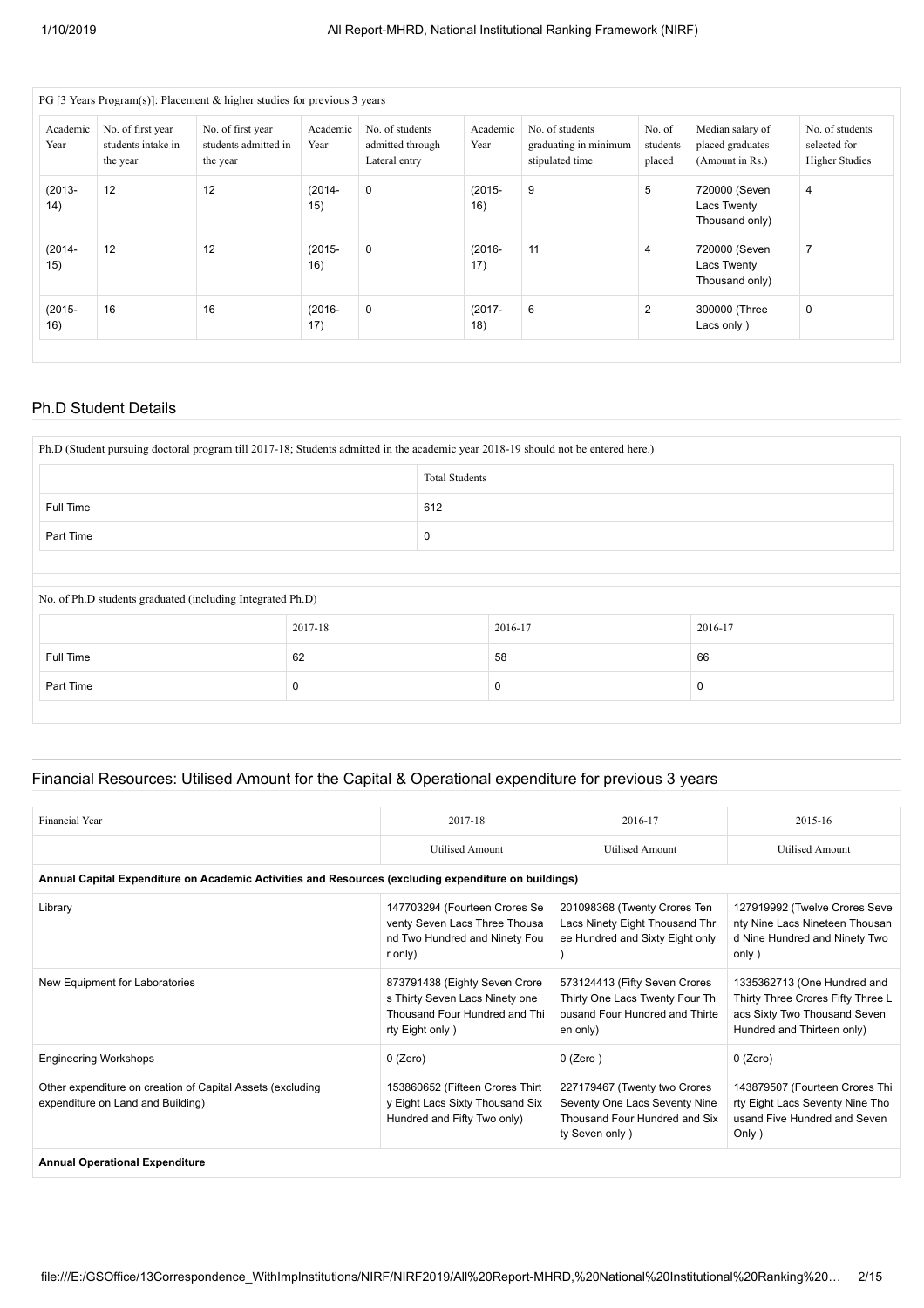PG [3 Years Program(s)]: Placement & higher studies for previous 3 years

| Academic Year | No. of first year students intake in the year | No. of first year students admitted in the year | Academic Year | No. of students admitted through Lateral entry | Academic Year | No. of students graduating in minimum stipulated time | No. of students placed | Median salary of placed graduates (Amount in Rs.) | No. of students selected for Higher Studies |
|---|---|---|---|---|---|---|---|---|---|
| (2013-14) | 12 | 12 | (2014-15) | 0 | (2015-16) | 9 | 5 | 720000 (Seven Lacs Twenty Thousand only) | 4 |
| (2014-15) | 12 | 12 | (2015-16) | 0 | (2016-17) | 11 | 4 | 720000 (Seven Lacs Twenty Thousand only) | 7 |
| (2015-16) | 16 | 16 | (2016-17) | 0 | (2017-18) | 6 | 2 | 300000 (Three Lacs only ) | 0 |

## Ph.D Student Details

Ph.D (Student pursuing doctoral program till 2017-18; Students admitted in the academic year 2018-19 should not be entered here.)

| | Total Students |
|---|---|
| Full Time | 612 |
| Part Time | 0 |

No. of Ph.D students graduated (including Integrated Ph.D)

| | 2017-18 | 2016-17 | 2016-17 |
|---|---|---|---|
| Full Time | 62 | 58 | 66 |
| Part Time | 0 | 0 | 0 |

## Financial Resources: Utilised Amount for the Capital & Operational expenditure for previous 3 years

| Financial Year | 2017-18 | 2016-17 | 2015-16 |
|---|---|---|---|
| | Utilised Amount | Utilised Amount | Utilised Amount |
| **Annual Capital Expenditure on Academic Activities and Resources (excluding expenditure on buildings)** | | | |
| Library | 147703294 (Fourteen Crores Seventy Seven Lacs Three Thousand Two Hundred and Ninety Four only) | 201098368 (Twenty Crores Ten Lacs Ninety Eight Thousand Three Hundred and Sixty Eight only ) | 127919992 (Twelve Crores Seventy Nine Lacs Nineteen Thousand Nine Hundred and Ninety Two only ) |
| New Equipment for Laboratories | 873791438 (Eighty Seven Crores Thirty Seven Lacs Ninety one Thousand Four Hundred and Thirty Eight only ) | 573124413 (Fifty Seven Crores Thirty One Lacs Twenty Four Thousand Four Hundred and Thirteen only) | 1335362713 (One Hundred and Thirty Three Crores Fifty Three Lacs Sixty Two Thousand Seven Hundred and Thirteen only) |
| Engineering Workshops | 0 (Zero) | 0 (Zero ) | 0 (Zero) |
| Other expenditure on creation of Capital Assets (excluding expenditure on Land and Building) | 153860652 (Fifteen Crores Thirty Eight Lacs Sixty Thousand Six Hundred and Fifty Two only) | 227179467 (Twenty two Crores Seventy One Lacs Seventy Nine Thousand Four Hundred and Sixty Seven only ) | 143879507 (Fourteen Crores Thirty Eight Lacs Seventy Nine Thousand Five Hundred and Seven Only ) |
| **Annual Operational Expenditure** | | | |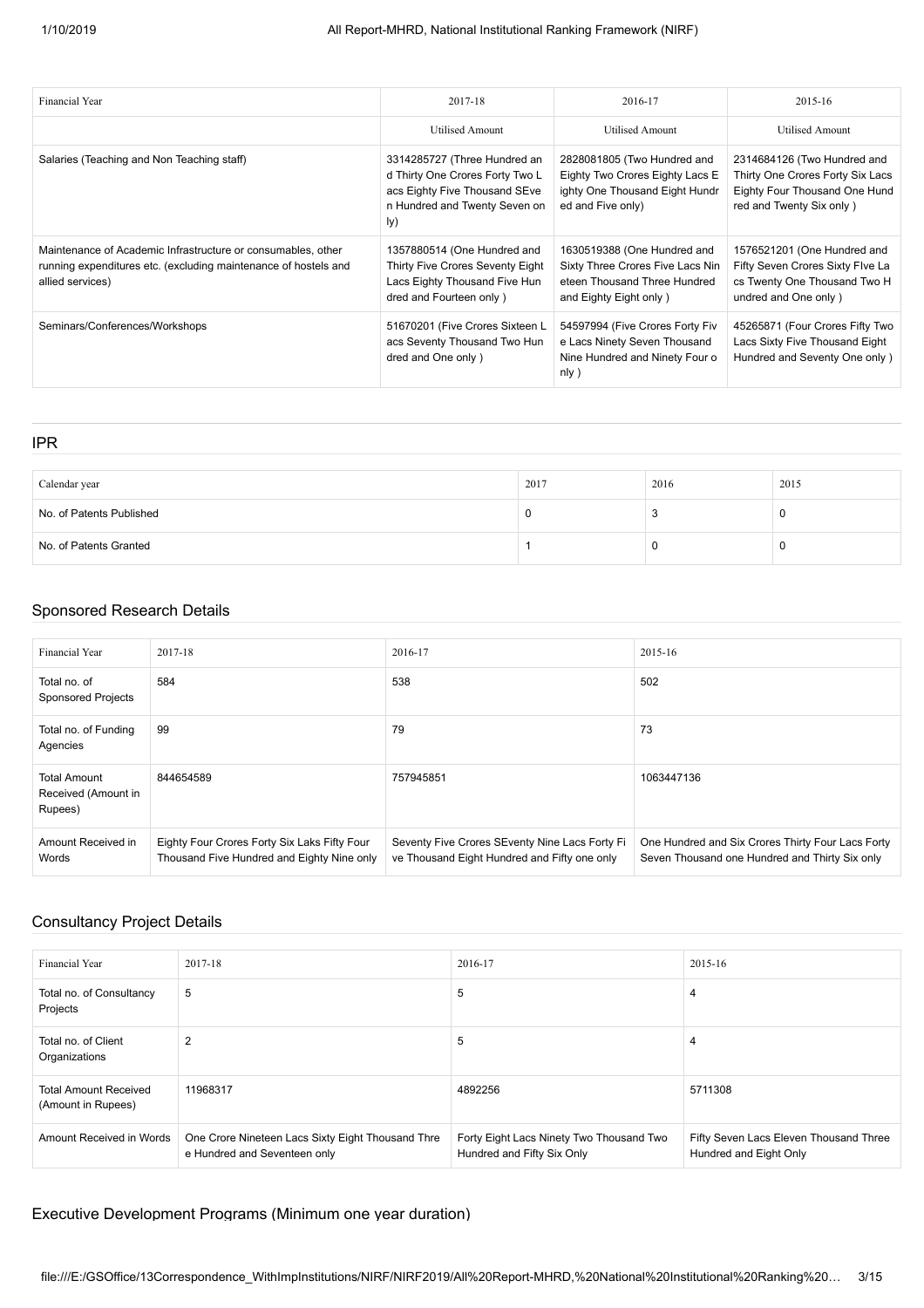| Financial Year | 2017-18 | 2016-17 | 2015-16 |
|---|---|---|---|
| | Utilised Amount | Utilised Amount | Utilised Amount |
| Salaries (Teaching and Non Teaching staff) | 3314285727 (Three Hundred and Thirty One Crores Forty Two Lacs Eighty Five Thousand SEven Hundred and Twenty Seven only) | 2828081805 (Two Hundred and Eighty Two Crores Eighty Lacs Eighty One Thousand Eight Hundred and Five only) | 2314684126 (Two Hundred and Thirty One Crores Forty Six Lacs Eighty Four Thousand One Hundred and Twenty Six only ) |
| Maintenance of Academic Infrastructure or consumables, other running expenditures etc. (excluding maintenance of hostels and allied services) | 1357880514 (One Hundred and Thirty Five Crores Seventy Eight Lacs Eighty Thousand Five Hundred and Fourteen only ) | 1630519388 (One Hundred and Sixty Three Crores Five Lacs Nineteen Thousand Three Hundred and Eighty Eight only ) | 1576521201 (One Hundred and Fifty Seven Crores Sixty FIve Lacs Twenty One Thousand Two Hundred and One only ) |
| Seminars/Conferences/Workshops | 51670201 (Five Crores Sixteen Lacs Seventy Thousand Two Hundred and One only ) | 54597994 (Five Crores Forty Five Lacs Ninety Seven Thousand Nine Hundred and Ninety Four only ) | 45265871 (Four Crores Fifty Two Lacs Sixty Five Thousand Eight Hundred and Seventy One only ) |

## IPR

| Calendar year | 2017 | 2016 | 2015 |
|---|---|---|---|
| No. of Patents Published | 0 | 3 | 0 |
| No. of Patents Granted | 1 | 0 | 0 |

## Sponsored Research Details

| Financial Year | 2017-18 | 2016-17 | 2015-16 |
|---|---|---|---|
| Total no. of Sponsored Projects | 584 | 538 | 502 |
| Total no. of Funding Agencies | 99 | 79 | 73 |
| Total Amount Received (Amount in Rupees) | 844654589 | 757945851 | 1063447136 |
| Amount Received in Words | Eighty Four Crores Forty Six Laks Fifty Four Thousand Five Hundred and Eighty Nine only | Seventy Five Crores SEventy Nine Lacs Forty Five Thousand Eight Hundred and Fifty one only | One Hundred and Six Crores Thirty Four Lacs Forty Seven Thousand one Hundred and Thirty Six only |

## Consultancy Project Details

| Financial Year | 2017-18 | 2016-17 | 2015-16 |
|---|---|---|---|
| Total no. of Consultancy Projects | 5 | 5 | 4 |
| Total no. of Client Organizations | 2 | 5 | 4 |
| Total Amount Received (Amount in Rupees) | 11968317 | 4892256 | 5711308 |
| Amount Received in Words | One Crore Nineteen Lacs Sixty Eight Thousand Three Hundred and Seventeen only | Forty Eight Lacs Ninety Two Thousand Two Hundred and Fifty Six Only | Fifty Seven Lacs Eleven Thousand Three Hundred and Eight Only |

## Executive Development Programs (Minimum one year duration)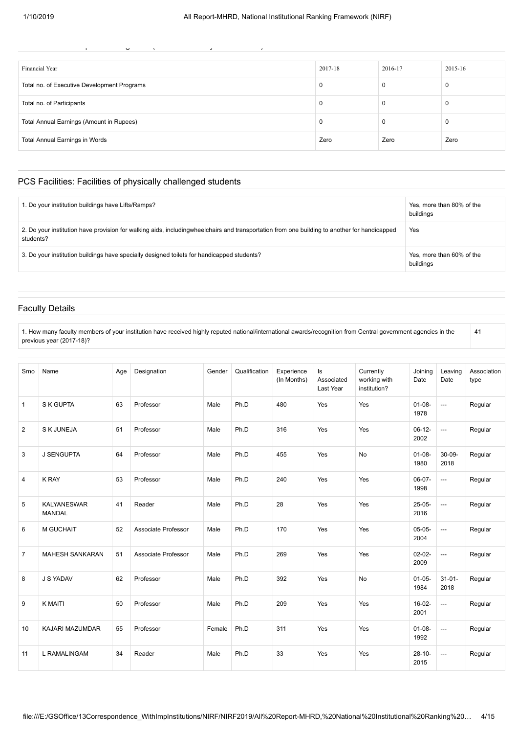| Financial Year | 2017-18 | 2016-17 | 2015-16 |
|---|---|---|---|
| Total no. of Executive Development Programs | 0 | 0 | 0 |
| Total no. of Participants | 0 | 0 | 0 |
| Total Annual Earnings (Amount in Rupees) | 0 | 0 | 0 |
| Total Annual Earnings in Words | Zero | Zero | Zero |

## PCS Facilities: Facilities of physically challenged students

| | |
|---|---|
| 1. Do your institution buildings have Lifts/Ramps? | Yes, more than 80% of the buildings |
| 2. Do your institution have provision for walking aids, includingwheelchairs and transportation from one building to another for handicapped students? | Yes |
| 3. Do your institution buildings have specially designed toilets for handicapped students? | Yes, more than 60% of the buildings |

## Faculty Details

| | |
|---|---|
| 1. How many faculty members of your institution have received highly reputed national/international awards/recognition from Central government agencies in the previous year (2017-18)? | 41 |

| Srno | Name | Age | Designation | Gender | Qualification | Experience (In Months) | Is Associated Last Year | Currently working with institution? | Joining Date | Leaving Date | Association type |
|---|---|---|---|---|---|---|---|---|---|---|---|
| 1 | S K GUPTA | 63 | Professor | Male | Ph.D | 480 | Yes | Yes | 01-08-1978 | --- | Regular |
| 2 | S K JUNEJA | 51 | Professor | Male | Ph.D | 316 | Yes | Yes | 06-12-2002 | --- | Regular |
| 3 | J SENGUPTA | 64 | Professor | Male | Ph.D | 455 | Yes | No | 01-08-1980 | 30-09-2018 | Regular |
| 4 | K RAY | 53 | Professor | Male | Ph.D | 240 | Yes | Yes | 06-07-1998 | --- | Regular |
| 5 | KALYANESWAR MANDAL | 41 | Reader | Male | Ph.D | 28 | Yes | Yes | 25-05-2016 | --- | Regular |
| 6 | M GUCHAIT | 52 | Associate Professor | Male | Ph.D | 170 | Yes | Yes | 05-05-2004 | --- | Regular |
| 7 | MAHESH SANKARAN | 51 | Associate Professor | Male | Ph.D | 269 | Yes | Yes | 02-02-2009 | --- | Regular |
| 8 | J S YADAV | 62 | Professor | Male | Ph.D | 392 | Yes | No | 01-05-1984 | 31-01-2018 | Regular |
| 9 | K MAITI | 50 | Professor | Male | Ph.D | 209 | Yes | Yes | 16-02-2001 | --- | Regular |
| 10 | KAJARI MAZUMDAR | 55 | Professor | Female | Ph.D | 311 | Yes | Yes | 01-08-1992 | --- | Regular |
| 11 | L RAMALINGAM | 34 | Reader | Male | Ph.D | 33 | Yes | Yes | 28-10-2015 | --- | Regular |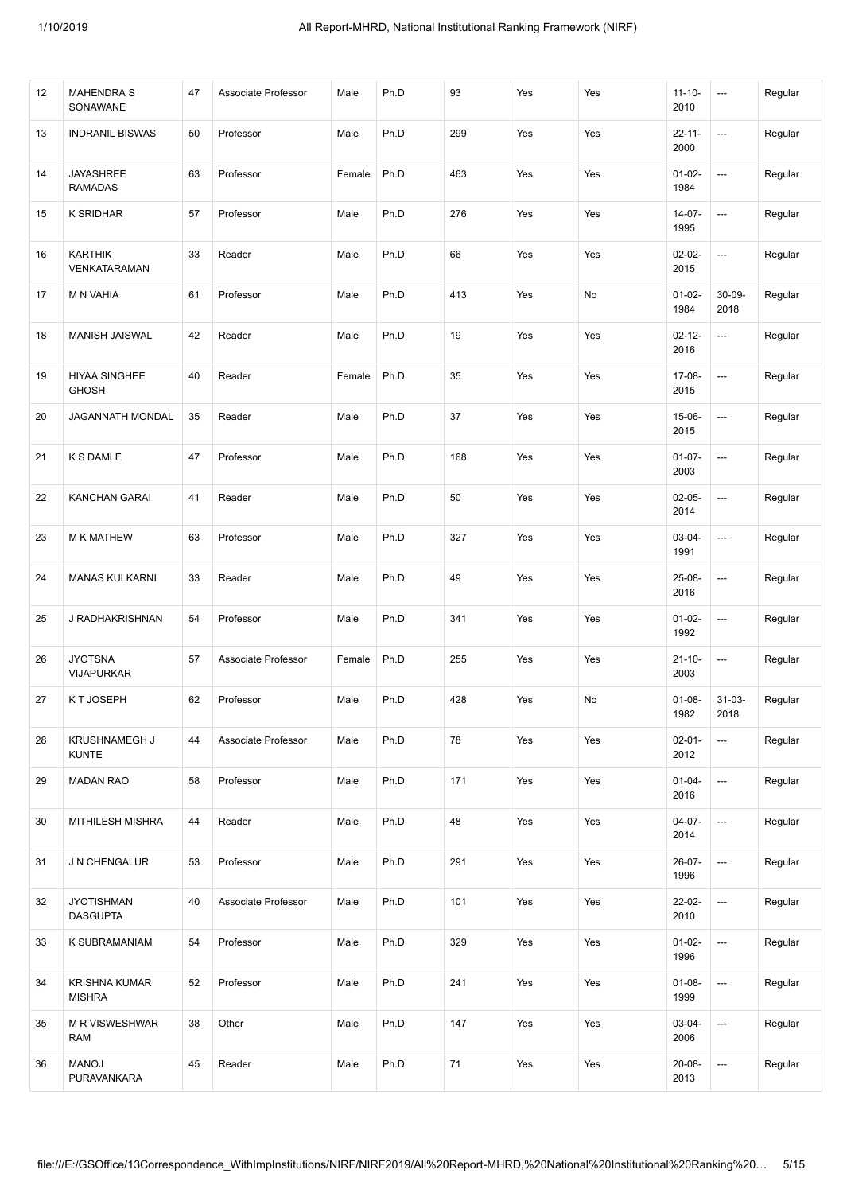| 12 | MAHENDRA S SONAWANE | 47 | Associate Professor | Male | Ph.D | 93 | Yes | Yes | 11-10-2010 | --- | Regular |
|---|---|---|---|---|---|---|---|---|---|---|---|
| 13 | INDRANIL BISWAS | 50 | Professor | Male | Ph.D | 299 | Yes | Yes | 22-11-2000 | --- | Regular |
| 14 | JAYASHREE RAMADAS | 63 | Professor | Female | Ph.D | 463 | Yes | Yes | 01-02-1984 | --- | Regular |
| 15 | K SRIDHAR | 57 | Professor | Male | Ph.D | 276 | Yes | Yes | 14-07-1995 | --- | Regular |
| 16 | KARTHIK VENKATARAMAN | 33 | Reader | Male | Ph.D | 66 | Yes | Yes | 02-02-2015 | --- | Regular |
| 17 | M N VAHIA | 61 | Professor | Male | Ph.D | 413 | Yes | No | 01-02-1984 | 30-09-2018 | Regular |
| 18 | MANISH JAISWAL | 42 | Reader | Male | Ph.D | 19 | Yes | Yes | 02-12-2016 | --- | Regular |
| 19 | HIYAA SINGHEE GHOSH | 40 | Reader | Female | Ph.D | 35 | Yes | Yes | 17-08-2015 | --- | Regular |
| 20 | JAGANNATH MONDAL | 35 | Reader | Male | Ph.D | 37 | Yes | Yes | 15-06-2015 | --- | Regular |
| 21 | K S DAMLE | 47 | Professor | Male | Ph.D | 168 | Yes | Yes | 01-07-2003 | --- | Regular |
| 22 | KANCHAN GARAI | 41 | Reader | Male | Ph.D | 50 | Yes | Yes | 02-05-2014 | --- | Regular |
| 23 | M K MATHEW | 63 | Professor | Male | Ph.D | 327 | Yes | Yes | 03-04-1991 | --- | Regular |
| 24 | MANAS KULKARNI | 33 | Reader | Male | Ph.D | 49 | Yes | Yes | 25-08-2016 | --- | Regular |
| 25 | J RADHAKRISHNAN | 54 | Professor | Male | Ph.D | 341 | Yes | Yes | 01-02-1992 | --- | Regular |
| 26 | JYOTSNA VIJAPURKAR | 57 | Associate Professor | Female | Ph.D | 255 | Yes | Yes | 21-10-2003 | --- | Regular |
| 27 | K T JOSEPH | 62 | Professor | Male | Ph.D | 428 | Yes | No | 01-08-1982 | 31-03-2018 | Regular |
| 28 | KRUSHNAMEGH J KUNTE | 44 | Associate Professor | Male | Ph.D | 78 | Yes | Yes | 02-01-2012 | --- | Regular |
| 29 | MADAN RAO | 58 | Professor | Male | Ph.D | 171 | Yes | Yes | 01-04-2016 | --- | Regular |
| 30 | MITHILESH MISHRA | 44 | Reader | Male | Ph.D | 48 | Yes | Yes | 04-07-2014 | --- | Regular |
| 31 | J N CHENGALUR | 53 | Professor | Male | Ph.D | 291 | Yes | Yes | 26-07-1996 | --- | Regular |
| 32 | JYOTISHMAN DASGUPTA | 40 | Associate Professor | Male | Ph.D | 101 | Yes | Yes | 22-02-2010 | --- | Regular |
| 33 | K SUBRAMANIAM | 54 | Professor | Male | Ph.D | 329 | Yes | Yes | 01-02-1996 | --- | Regular |
| 34 | KRISHNA KUMAR MISHRA | 52 | Professor | Male | Ph.D | 241 | Yes | Yes | 01-08-1999 | --- | Regular |
| 35 | M R VISWESHWAR RAM | 38 | Other | Male | Ph.D | 147 | Yes | Yes | 03-04-2006 | --- | Regular |
| 36 | MANOJ PURAVANKARA | 45 | Reader | Male | Ph.D | 71 | Yes | Yes | 20-08-2013 | --- | Regular |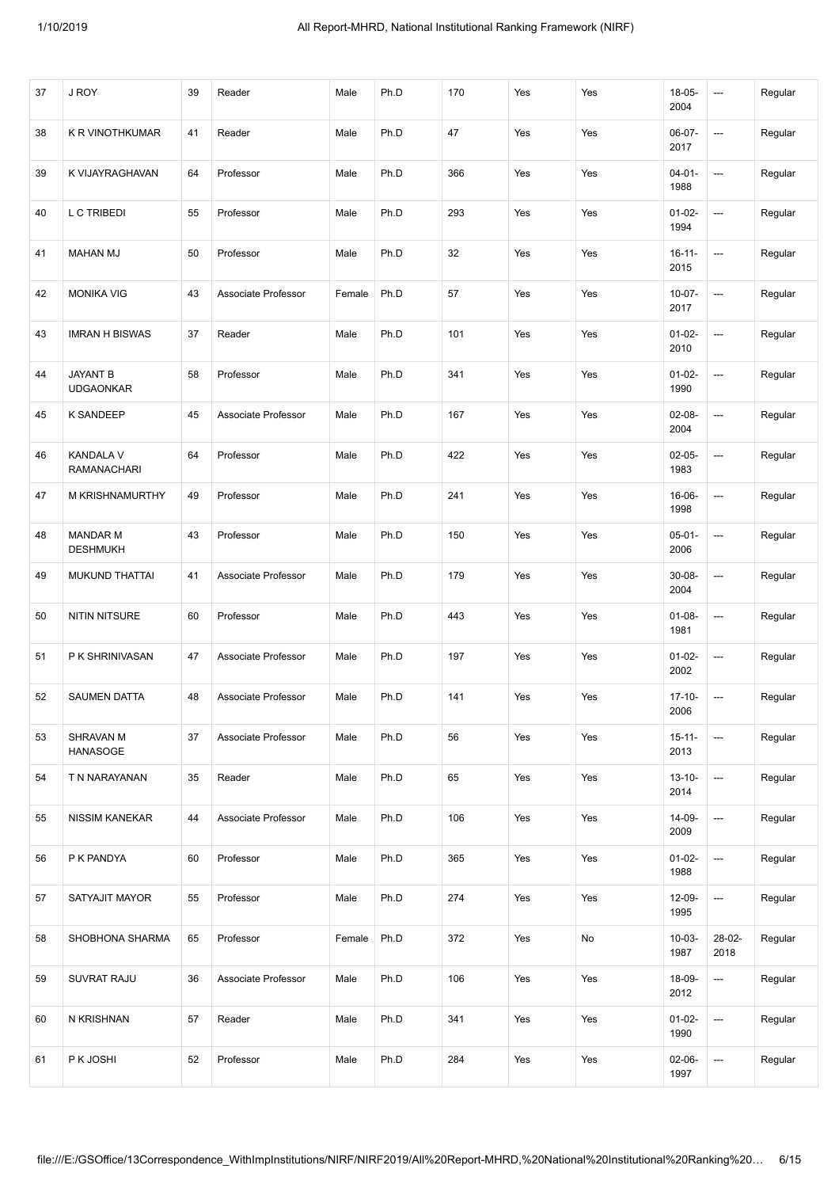| 37 | J ROY | 39 | Reader | Male | Ph.D | 170 | Yes | Yes | 18-05-2004 | --- | Regular |
|---|---|---|---|---|---|---|---|---|---|---|---|
| 38 | K R VINOTHKUMAR | 41 | Reader | Male | Ph.D | 47 | Yes | Yes | 06-07-2017 | --- | Regular |
| 39 | K VIJAYRAGHAVAN | 64 | Professor | Male | Ph.D | 366 | Yes | Yes | 04-01-1988 | --- | Regular |
| 40 | L C TRIBEDI | 55 | Professor | Male | Ph.D | 293 | Yes | Yes | 01-02-1994 | --- | Regular |
| 41 | MAHAN MJ | 50 | Professor | Male | Ph.D | 32 | Yes | Yes | 16-11-2015 | --- | Regular |
| 42 | MONIKA VIG | 43 | Associate Professor | Female | Ph.D | 57 | Yes | Yes | 10-07-2017 | --- | Regular |
| 43 | IMRAN H BISWAS | 37 | Reader | Male | Ph.D | 101 | Yes | Yes | 01-02-2010 | --- | Regular |
| 44 | JAYANT B UDGAONKAR | 58 | Professor | Male | Ph.D | 341 | Yes | Yes | 01-02-1990 | --- | Regular |
| 45 | K SANDEEP | 45 | Associate Professor | Male | Ph.D | 167 | Yes | Yes | 02-08-2004 | --- | Regular |
| 46 | KANDALA V RAMANACHARI | 64 | Professor | Male | Ph.D | 422 | Yes | Yes | 02-05-1983 | --- | Regular |
| 47 | M KRISHNAMURTHY | 49 | Professor | Male | Ph.D | 241 | Yes | Yes | 16-06-1998 | --- | Regular |
| 48 | MANDAR M DESHMUKH | 43 | Professor | Male | Ph.D | 150 | Yes | Yes | 05-01-2006 | --- | Regular |
| 49 | MUKUND THATTAI | 41 | Associate Professor | Male | Ph.D | 179 | Yes | Yes | 30-08-2004 | --- | Regular |
| 50 | NITIN NITSURE | 60 | Professor | Male | Ph.D | 443 | Yes | Yes | 01-08-1981 | --- | Regular |
| 51 | P K SHRINIVASAN | 47 | Associate Professor | Male | Ph.D | 197 | Yes | Yes | 01-02-2002 | --- | Regular |
| 52 | SAUMEN DATTA | 48 | Associate Professor | Male | Ph.D | 141 | Yes | Yes | 17-10-2006 | --- | Regular |
| 53 | SHRAVAN M HANASOGE | 37 | Associate Professor | Male | Ph.D | 56 | Yes | Yes | 15-11-2013 | --- | Regular |
| 54 | T N NARAYANAN | 35 | Reader | Male | Ph.D | 65 | Yes | Yes | 13-10-2014 | --- | Regular |
| 55 | NISSIM KANEKAR | 44 | Associate Professor | Male | Ph.D | 106 | Yes | Yes | 14-09-2009 | --- | Regular |
| 56 | P K PANDYA | 60 | Professor | Male | Ph.D | 365 | Yes | Yes | 01-02-1988 | --- | Regular |
| 57 | SATYAJIT MAYOR | 55 | Professor | Male | Ph.D | 274 | Yes | Yes | 12-09-1995 | --- | Regular |
| 58 | SHOBHONA SHARMA | 65 | Professor | Female | Ph.D | 372 | Yes | No | 10-03-1987 | 28-02-2018 | Regular |
| 59 | SUVRAT RAJU | 36 | Associate Professor | Male | Ph.D | 106 | Yes | Yes | 18-09-2012 | --- | Regular |
| 60 | N KRISHNAN | 57 | Reader | Male | Ph.D | 341 | Yes | Yes | 01-02-1990 | --- | Regular |
| 61 | P K JOSHI | 52 | Professor | Male | Ph.D | 284 | Yes | Yes | 02-06-1997 | --- | Regular |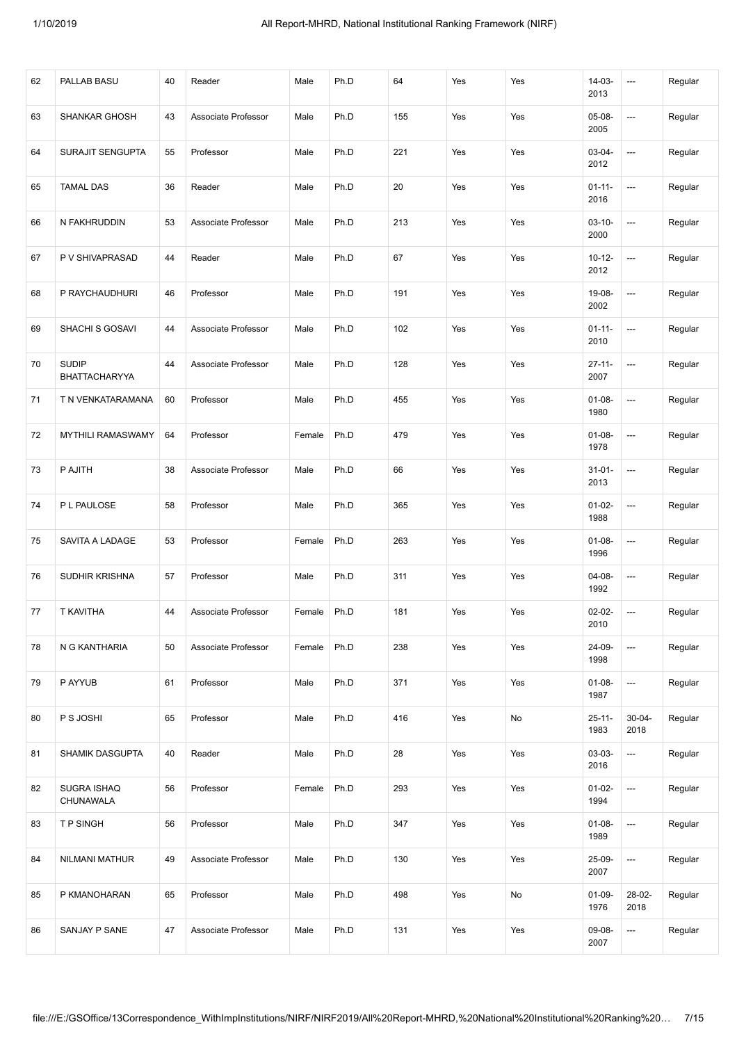| 62 | PALLAB BASU | 40 | Reader | Male | Ph.D | 64 | Yes | Yes | 14-03-2013 | --- | Regular |
|---|---|---|---|---|---|---|---|---|---|---|---|
| 63 | SHANKAR GHOSH | 43 | Associate Professor | Male | Ph.D | 155 | Yes | Yes | 05-08-2005 | --- | Regular |
| 64 | SURAJIT SENGUPTA | 55 | Professor | Male | Ph.D | 221 | Yes | Yes | 03-04-2012 | --- | Regular |
| 65 | TAMAL DAS | 36 | Reader | Male | Ph.D | 20 | Yes | Yes | 01-11-2016 | --- | Regular |
| 66 | N FAKHRUDDIN | 53 | Associate Professor | Male | Ph.D | 213 | Yes | Yes | 03-10-2000 | --- | Regular |
| 67 | P V SHIVAPRASAD | 44 | Reader | Male | Ph.D | 67 | Yes | Yes | 10-12-2012 | --- | Regular |
| 68 | P RAYCHAUDHURI | 46 | Professor | Male | Ph.D | 191 | Yes | Yes | 19-08-2002 | --- | Regular |
| 69 | SHACHI S GOSAVI | 44 | Associate Professor | Male | Ph.D | 102 | Yes | Yes | 01-11-2010 | --- | Regular |
| 70 | SUDIP BHATTACHARYYA | 44 | Associate Professor | Male | Ph.D | 128 | Yes | Yes | 27-11-2007 | --- | Regular |
| 71 | T N VENKATARAMANA | 60 | Professor | Male | Ph.D | 455 | Yes | Yes | 01-08-1980 | --- | Regular |
| 72 | MYTHILI RAMASWAMY | 64 | Professor | Female | Ph.D | 479 | Yes | Yes | 01-08-1978 | --- | Regular |
| 73 | P AJITH | 38 | Associate Professor | Male | Ph.D | 66 | Yes | Yes | 31-01-2013 | --- | Regular |
| 74 | P L PAULOSE | 58 | Professor | Male | Ph.D | 365 | Yes | Yes | 01-02-1988 | --- | Regular |
| 75 | SAVITA A LADAGE | 53 | Professor | Female | Ph.D | 263 | Yes | Yes | 01-08-1996 | --- | Regular |
| 76 | SUDHIR KRISHNA | 57 | Professor | Male | Ph.D | 311 | Yes | Yes | 04-08-1992 | --- | Regular |
| 77 | T KAVITHA | 44 | Associate Professor | Female | Ph.D | 181 | Yes | Yes | 02-02-2010 | --- | Regular |
| 78 | N G KANTHARIA | 50 | Associate Professor | Female | Ph.D | 238 | Yes | Yes | 24-09-1998 | --- | Regular |
| 79 | P AYYUB | 61 | Professor | Male | Ph.D | 371 | Yes | Yes | 01-08-1987 | --- | Regular |
| 80 | P S JOSHI | 65 | Professor | Male | Ph.D | 416 | Yes | No | 25-11-1983 | 30-04-2018 | Regular |
| 81 | SHAMIK DASGUPTA | 40 | Reader | Male | Ph.D | 28 | Yes | Yes | 03-03-2016 | --- | Regular |
| 82 | SUGRA ISHAQ CHUNAWALA | 56 | Professor | Female | Ph.D | 293 | Yes | Yes | 01-02-1994 | --- | Regular |
| 83 | T P SINGH | 56 | Professor | Male | Ph.D | 347 | Yes | Yes | 01-08-1989 | --- | Regular |
| 84 | NILMANI MATHUR | 49 | Associate Professor | Male | Ph.D | 130 | Yes | Yes | 25-09-2007 | --- | Regular |
| 85 | P KMANOHARAN | 65 | Professor | Male | Ph.D | 498 | Yes | No | 01-09-1976 | 28-02-2018 | Regular |
| 86 | SANJAY P SANE | 47 | Associate Professor | Male | Ph.D | 131 | Yes | Yes | 09-08-2007 | --- | Regular |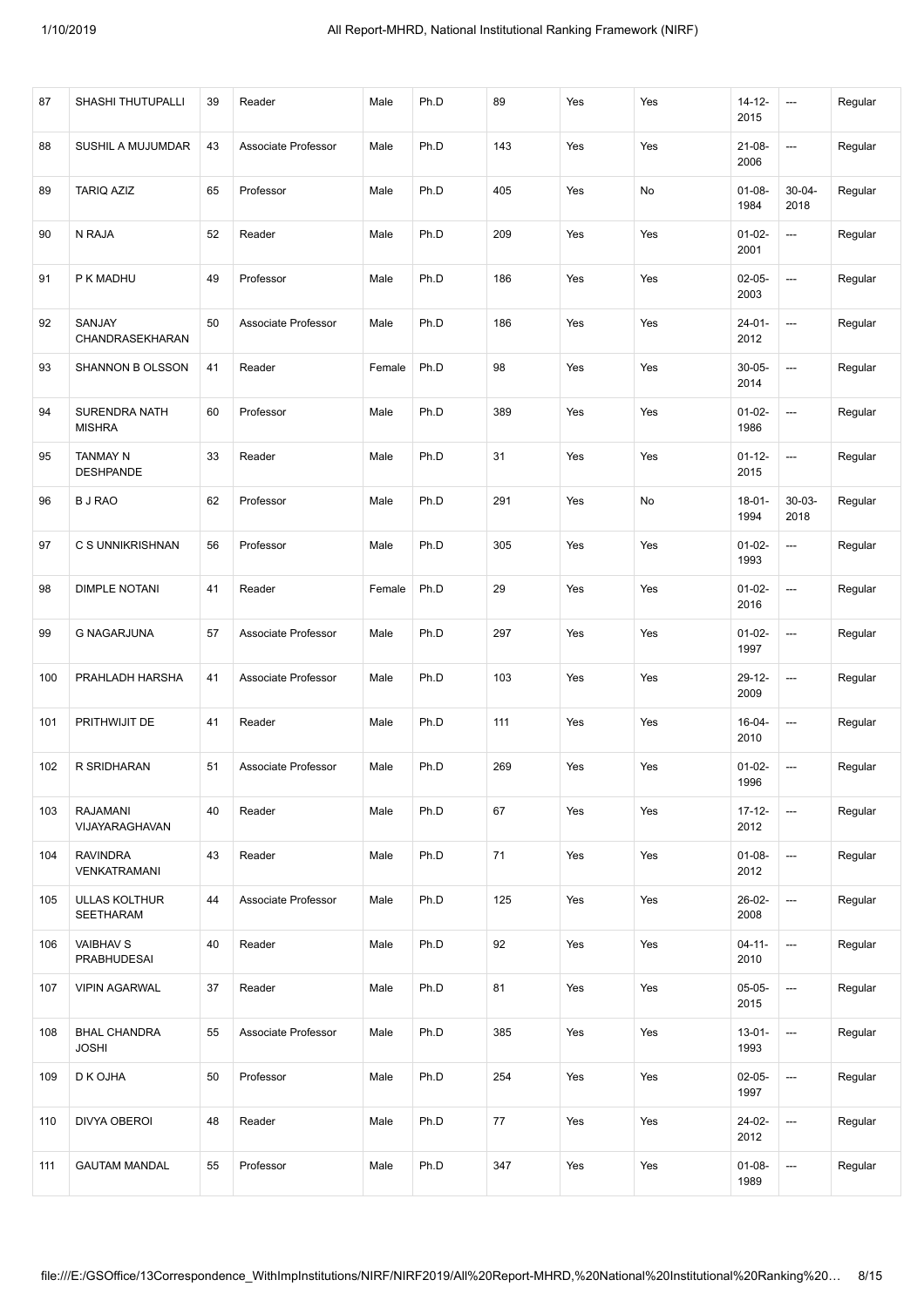| 87 | SHASHI THUTUPALLI | 39 | Reader | Male | Ph.D | 89 | Yes | Yes | 14-12-2015 | --- | Regular |
|---|---|---|---|---|---|---|---|---|---|---|---|
| 88 | SUSHIL A MUJUMDAR | 43 | Associate Professor | Male | Ph.D | 143 | Yes | Yes | 21-08-2006 | --- | Regular |
| 89 | TARIQ AZIZ | 65 | Professor | Male | Ph.D | 405 | Yes | No | 01-08-1984 | 30-04-2018 | Regular |
| 90 | N RAJA | 52 | Reader | Male | Ph.D | 209 | Yes | Yes | 01-02-2001 | --- | Regular |
| 91 | P K MADHU | 49 | Professor | Male | Ph.D | 186 | Yes | Yes | 02-05-2003 | --- | Regular |
| 92 | SANJAY CHANDRASEKHARAN | 50 | Associate Professor | Male | Ph.D | 186 | Yes | Yes | 24-01-2012 | --- | Regular |
| 93 | SHANNON B OLSSON | 41 | Reader | Female | Ph.D | 98 | Yes | Yes | 30-05-2014 | --- | Regular |
| 94 | SURENDRA NATH MISHRA | 60 | Professor | Male | Ph.D | 389 | Yes | Yes | 01-02-1986 | --- | Regular |
| 95 | TANMAY N DESHPANDE | 33 | Reader | Male | Ph.D | 31 | Yes | Yes | 01-12-2015 | --- | Regular |
| 96 | B J RAO | 62 | Professor | Male | Ph.D | 291 | Yes | No | 18-01-1994 | 30-03-2018 | Regular |
| 97 | C S UNNIKRISHNAN | 56 | Professor | Male | Ph.D | 305 | Yes | Yes | 01-02-1993 | --- | Regular |
| 98 | DIMPLE NOTANI | 41 | Reader | Female | Ph.D | 29 | Yes | Yes | 01-02-2016 | --- | Regular |
| 99 | G NAGARJUNA | 57 | Associate Professor | Male | Ph.D | 297 | Yes | Yes | 01-02-1997 | --- | Regular |
| 100 | PRAHLADH HARSHA | 41 | Associate Professor | Male | Ph.D | 103 | Yes | Yes | 29-12-2009 | --- | Regular |
| 101 | PRITHWIJIT DE | 41 | Reader | Male | Ph.D | 111 | Yes | Yes | 16-04-2010 | --- | Regular |
| 102 | R SRIDHARAN | 51 | Associate Professor | Male | Ph.D | 269 | Yes | Yes | 01-02-1996 | --- | Regular |
| 103 | RAJAMANI VIJAYARAGHAVAN | 40 | Reader | Male | Ph.D | 67 | Yes | Yes | 17-12-2012 | --- | Regular |
| 104 | RAVINDRA VENKATRAMANI | 43 | Reader | Male | Ph.D | 71 | Yes | Yes | 01-08-2012 | --- | Regular |
| 105 | ULLAS KOLTHUR SEETHARAM | 44 | Associate Professor | Male | Ph.D | 125 | Yes | Yes | 26-02-2008 | --- | Regular |
| 106 | VAIBHAV S PRABHUDESAI | 40 | Reader | Male | Ph.D | 92 | Yes | Yes | 04-11-2010 | --- | Regular |
| 107 | VIPIN AGARWAL | 37 | Reader | Male | Ph.D | 81 | Yes | Yes | 05-05-2015 | --- | Regular |
| 108 | BHAL CHANDRA JOSHI | 55 | Associate Professor | Male | Ph.D | 385 | Yes | Yes | 13-01-1993 | --- | Regular |
| 109 | D K OJHA | 50 | Professor | Male | Ph.D | 254 | Yes | Yes | 02-05-1997 | --- | Regular |
| 110 | DIVYA OBEROI | 48 | Reader | Male | Ph.D | 77 | Yes | Yes | 24-02-2012 | --- | Regular |
| 111 | GAUTAM MANDAL | 55 | Professor | Male | Ph.D | 347 | Yes | Yes | 01-08-1989 | --- | Regular |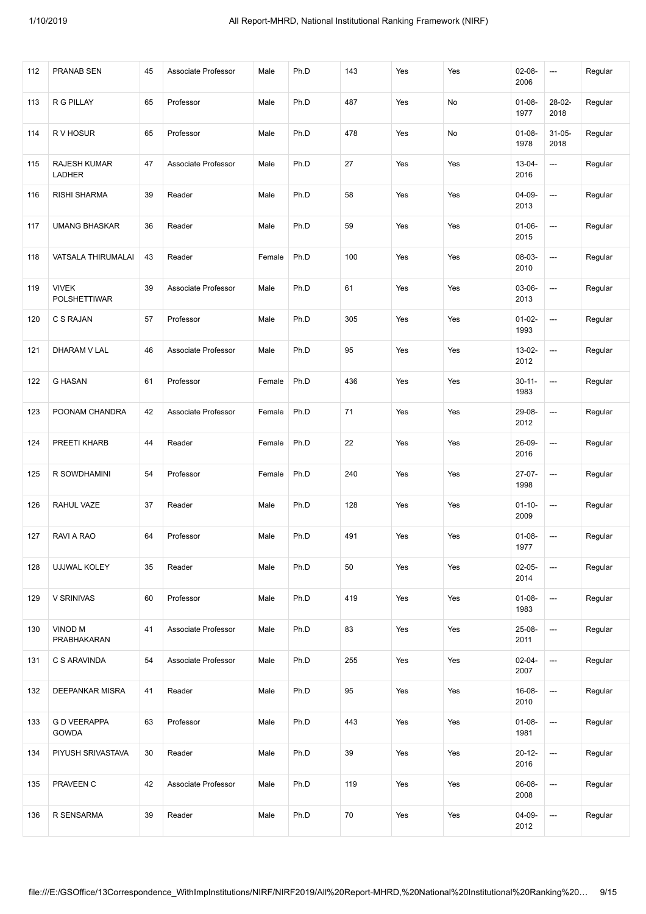| 112 | PRANAB SEN | 45 | Associate Professor | Male | Ph.D | 143 | Yes | Yes | 02-08-2006 | --- | Regular |
|---|---|---|---|---|---|---|---|---|---|---|---|
| 113 | R G PILLAY | 65 | Professor | Male | Ph.D | 487 | Yes | No | 01-08-1977 | 28-02-2018 | Regular |
| 114 | R V HOSUR | 65 | Professor | Male | Ph.D | 478 | Yes | No | 01-08-1978 | 31-05-2018 | Regular |
| 115 | RAJESH KUMAR LADHER | 47 | Associate Professor | Male | Ph.D | 27 | Yes | Yes | 13-04-2016 | --- | Regular |
| 116 | RISHI SHARMA | 39 | Reader | Male | Ph.D | 58 | Yes | Yes | 04-09-2013 | --- | Regular |
| 117 | UMANG BHASKAR | 36 | Reader | Male | Ph.D | 59 | Yes | Yes | 01-06-2015 | --- | Regular |
| 118 | VATSALA THIRUMALAI | 43 | Reader | Female | Ph.D | 100 | Yes | Yes | 08-03-2010 | --- | Regular |
| 119 | VIVEK POLSHETTIWAR | 39 | Associate Professor | Male | Ph.D | 61 | Yes | Yes | 03-06-2013 | --- | Regular |
| 120 | C S RAJAN | 57 | Professor | Male | Ph.D | 305 | Yes | Yes | 01-02-1993 | --- | Regular |
| 121 | DHARAM V LAL | 46 | Associate Professor | Male | Ph.D | 95 | Yes | Yes | 13-02-2012 | --- | Regular |
| 122 | G HASAN | 61 | Professor | Female | Ph.D | 436 | Yes | Yes | 30-11-1983 | --- | Regular |
| 123 | POONAM CHANDRA | 42 | Associate Professor | Female | Ph.D | 71 | Yes | Yes | 29-08-2012 | --- | Regular |
| 124 | PREETI KHARB | 44 | Reader | Female | Ph.D | 22 | Yes | Yes | 26-09-2016 | --- | Regular |
| 125 | R SOWDHAMINI | 54 | Professor | Female | Ph.D | 240 | Yes | Yes | 27-07-1998 | --- | Regular |
| 126 | RAHUL VAZE | 37 | Reader | Male | Ph.D | 128 | Yes | Yes | 01-10-2009 | --- | Regular |
| 127 | RAVI A RAO | 64 | Professor | Male | Ph.D | 491 | Yes | Yes | 01-08-1977 | --- | Regular |
| 128 | UJJWAL KOLEY | 35 | Reader | Male | Ph.D | 50 | Yes | Yes | 02-05-2014 | --- | Regular |
| 129 | V SRINIVAS | 60 | Professor | Male | Ph.D | 419 | Yes | Yes | 01-08-1983 | --- | Regular |
| 130 | VINOD M PRABHAKARAN | 41 | Associate Professor | Male | Ph.D | 83 | Yes | Yes | 25-08-2011 | --- | Regular |
| 131 | C S ARAVINDA | 54 | Associate Professor | Male | Ph.D | 255 | Yes | Yes | 02-04-2007 | --- | Regular |
| 132 | DEEPANKAR MISRA | 41 | Reader | Male | Ph.D | 95 | Yes | Yes | 16-08-2010 | --- | Regular |
| 133 | G D VEERAPPA GOWDA | 63 | Professor | Male | Ph.D | 443 | Yes | Yes | 01-08-1981 | --- | Regular |
| 134 | PIYUSH SRIVASTAVA | 30 | Reader | Male | Ph.D | 39 | Yes | Yes | 20-12-2016 | --- | Regular |
| 135 | PRAVEEN C | 42 | Associate Professor | Male | Ph.D | 119 | Yes | Yes | 06-08-2008 | --- | Regular |
| 136 | R SENSARMA | 39 | Reader | Male | Ph.D | 70 | Yes | Yes | 04-09-2012 | --- | Regular |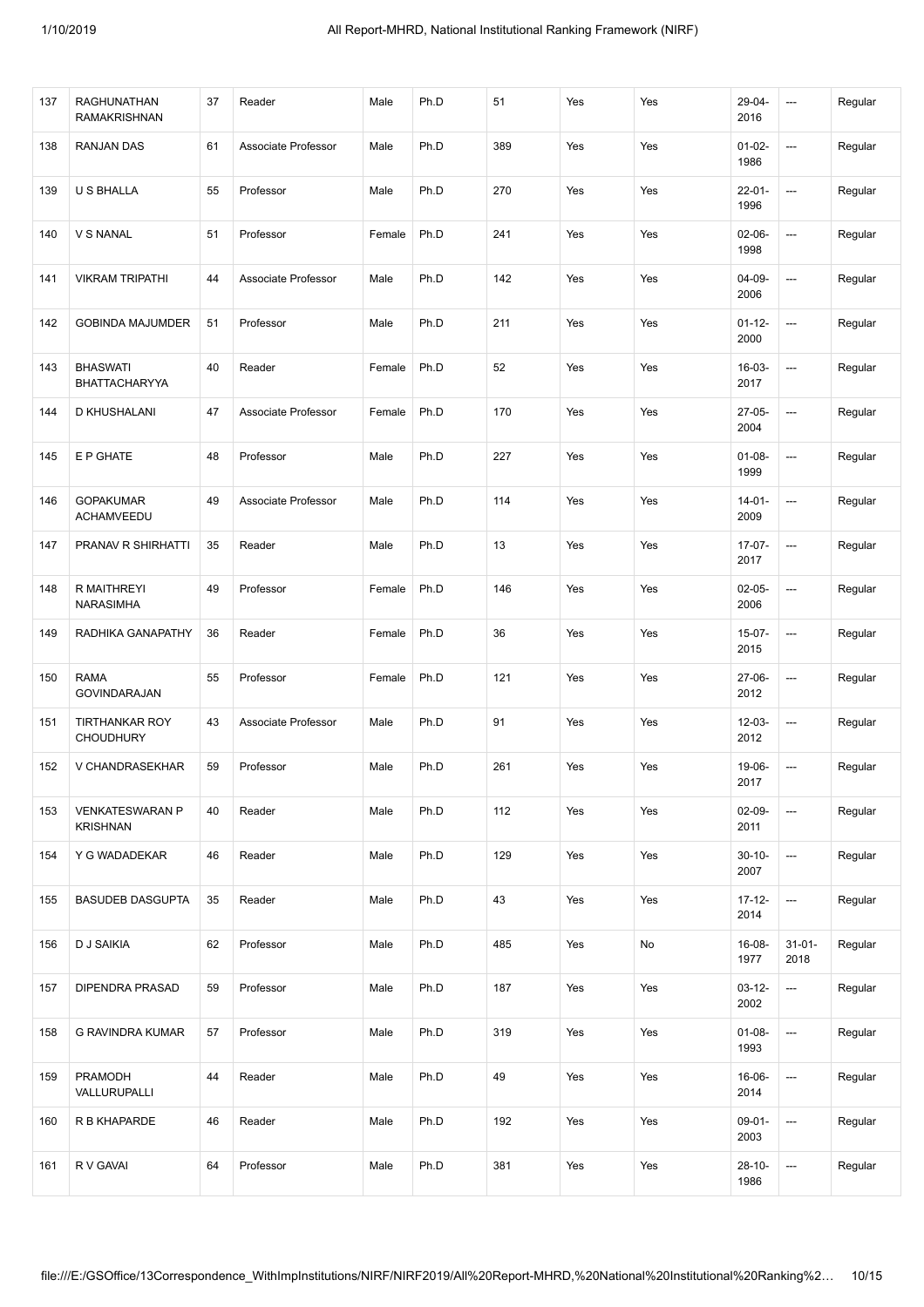| 137 | RAGHUNATHAN RAMAKRISHNAN | 37 | Reader | Male | Ph.D | 51 | Yes | Yes | 29-04-2016 | --- | Regular |
|---|---|---|---|---|---|---|---|---|---|---|---|
| 138 | RANJAN DAS | 61 | Associate Professor | Male | Ph.D | 389 | Yes | Yes | 01-02-1986 | --- | Regular |
| 139 | U S BHALLA | 55 | Professor | Male | Ph.D | 270 | Yes | Yes | 22-01-1996 | --- | Regular |
| 140 | V S NANAL | 51 | Professor | Female | Ph.D | 241 | Yes | Yes | 02-06-1998 | --- | Regular |
| 141 | VIKRAM TRIPATHI | 44 | Associate Professor | Male | Ph.D | 142 | Yes | Yes | 04-09-2006 | --- | Regular |
| 142 | GOBINDA MAJUMDER | 51 | Professor | Male | Ph.D | 211 | Yes | Yes | 01-12-2000 | --- | Regular |
| 143 | BHASWATI BHATTACHARYYA | 40 | Reader | Female | Ph.D | 52 | Yes | Yes | 16-03-2017 | --- | Regular |
| 144 | D KHUSHALANI | 47 | Associate Professor | Female | Ph.D | 170 | Yes | Yes | 27-05-2004 | --- | Regular |
| 145 | E P GHATE | 48 | Professor | Male | Ph.D | 227 | Yes | Yes | 01-08-1999 | --- | Regular |
| 146 | GOPAKUMAR ACHAMVEEDU | 49 | Associate Professor | Male | Ph.D | 114 | Yes | Yes | 14-01-2009 | --- | Regular |
| 147 | PRANAV R SHIRHATTI | 35 | Reader | Male | Ph.D | 13 | Yes | Yes | 17-07-2017 | --- | Regular |
| 148 | R MAITHREYI NARASIMHA | 49 | Professor | Female | Ph.D | 146 | Yes | Yes | 02-05-2006 | --- | Regular |
| 149 | RADHIKA GANAPATHY | 36 | Reader | Female | Ph.D | 36 | Yes | Yes | 15-07-2015 | --- | Regular |
| 150 | RAMA GOVINDARAJAN | 55 | Professor | Female | Ph.D | 121 | Yes | Yes | 27-06-2012 | --- | Regular |
| 151 | TIRTHANKAR ROY CHOUDHURY | 43 | Associate Professor | Male | Ph.D | 91 | Yes | Yes | 12-03-2012 | --- | Regular |
| 152 | V CHANDRASEKHAR | 59 | Professor | Male | Ph.D | 261 | Yes | Yes | 19-06-2017 | --- | Regular |
| 153 | VENKATESWARAN P KRISHNAN | 40 | Reader | Male | Ph.D | 112 | Yes | Yes | 02-09-2011 | --- | Regular |
| 154 | Y G WADADEKAR | 46 | Reader | Male | Ph.D | 129 | Yes | Yes | 30-10-2007 | --- | Regular |
| 155 | BASUDEB DASGUPTA | 35 | Reader | Male | Ph.D | 43 | Yes | Yes | 17-12-2014 | --- | Regular |
| 156 | D J SAIKIA | 62 | Professor | Male | Ph.D | 485 | Yes | No | 16-08-1977 | 31-01-2018 | Regular |
| 157 | DIPENDRA PRASAD | 59 | Professor | Male | Ph.D | 187 | Yes | Yes | 03-12-2002 | --- | Regular |
| 158 | G RAVINDRA KUMAR | 57 | Professor | Male | Ph.D | 319 | Yes | Yes | 01-08-1993 | --- | Regular |
| 159 | PRAMODH VALLURUPALLI | 44 | Reader | Male | Ph.D | 49 | Yes | Yes | 16-06-2014 | --- | Regular |
| 160 | R B KHAPARDE | 46 | Reader | Male | Ph.D | 192 | Yes | Yes | 09-01-2003 | --- | Regular |
| 161 | R V GAVAI | 64 | Professor | Male | Ph.D | 381 | Yes | Yes | 28-10-1986 | --- | Regular |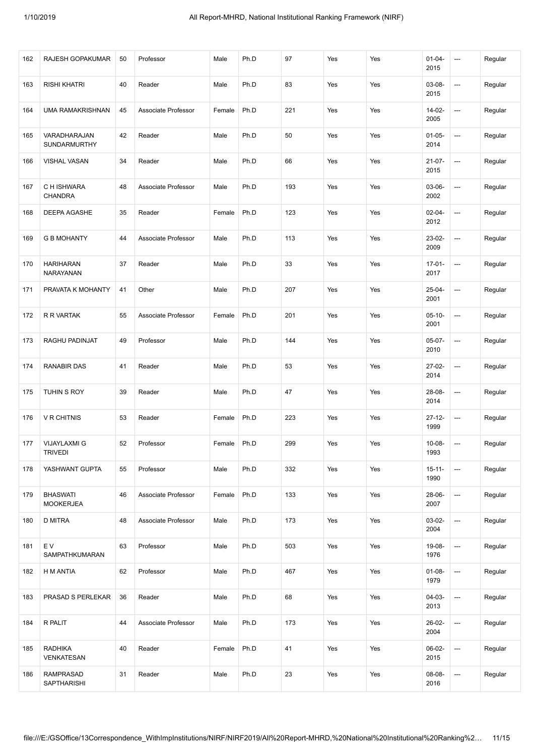| 162 | RAJESH GOPAKUMAR | 50 | Professor | Male | Ph.D | 97 | Yes | Yes | 01-04-2015 | --- | Regular |
|---|---|---|---|---|---|---|---|---|---|---|---|
| 163 | RISHI KHATRI | 40 | Reader | Male | Ph.D | 83 | Yes | Yes | 03-08-2015 | --- | Regular |
| 164 | UMA RAMAKRISHNAN | 45 | Associate Professor | Female | Ph.D | 221 | Yes | Yes | 14-02-2005 | --- | Regular |
| 165 | VARADHARAJAN SUNDARMURTHY | 42 | Reader | Male | Ph.D | 50 | Yes | Yes | 01-05-2014 | --- | Regular |
| 166 | VISHAL VASAN | 34 | Reader | Male | Ph.D | 66 | Yes | Yes | 21-07-2015 | --- | Regular |
| 167 | C H ISHWARA CHANDRA | 48 | Associate Professor | Male | Ph.D | 193 | Yes | Yes | 03-06-2002 | --- | Regular |
| 168 | DEEPA AGASHE | 35 | Reader | Female | Ph.D | 123 | Yes | Yes | 02-04-2012 | --- | Regular |
| 169 | G B MOHANTY | 44 | Associate Professor | Male | Ph.D | 113 | Yes | Yes | 23-02-2009 | --- | Regular |
| 170 | HARIHARAN NARAYANAN | 37 | Reader | Male | Ph.D | 33 | Yes | Yes | 17-01-2017 | --- | Regular |
| 171 | PRAVATA K MOHANTY | 41 | Other | Male | Ph.D | 207 | Yes | Yes | 25-04-2001 | --- | Regular |
| 172 | R R VARTAK | 55 | Associate Professor | Female | Ph.D | 201 | Yes | Yes | 05-10-2001 | --- | Regular |
| 173 | RAGHU PADINJAT | 49 | Professor | Male | Ph.D | 144 | Yes | Yes | 05-07-2010 | --- | Regular |
| 174 | RANABIR DAS | 41 | Reader | Male | Ph.D | 53 | Yes | Yes | 27-02-2014 | --- | Regular |
| 175 | TUHIN S ROY | 39 | Reader | Male | Ph.D | 47 | Yes | Yes | 28-08-2014 | --- | Regular |
| 176 | V R CHITNIS | 53 | Reader | Female | Ph.D | 223 | Yes | Yes | 27-12-1999 | --- | Regular |
| 177 | VIJAYLAXMI G TRIVEDI | 52 | Professor | Female | Ph.D | 299 | Yes | Yes | 10-08-1993 | --- | Regular |
| 178 | YASHWANT GUPTA | 55 | Professor | Male | Ph.D | 332 | Yes | Yes | 15-11-1990 | --- | Regular |
| 179 | BHASWATI MOOKERJEA | 46 | Associate Professor | Female | Ph.D | 133 | Yes | Yes | 28-06-2007 | --- | Regular |
| 180 | D MITRA | 48 | Associate Professor | Male | Ph.D | 173 | Yes | Yes | 03-02-2004 | --- | Regular |
| 181 | E V SAMPATHKUMARAN | 63 | Professor | Male | Ph.D | 503 | Yes | Yes | 19-08-1976 | --- | Regular |
| 182 | H M ANTIA | 62 | Professor | Male | Ph.D | 467 | Yes | Yes | 01-08-1979 | --- | Regular |
| 183 | PRASAD S PERLEKAR | 36 | Reader | Male | Ph.D | 68 | Yes | Yes | 04-03-2013 | --- | Regular |
| 184 | R PALIT | 44 | Associate Professor | Male | Ph.D | 173 | Yes | Yes | 26-02-2004 | --- | Regular |
| 185 | RADHIKA VENKATESAN | 40 | Reader | Female | Ph.D | 41 | Yes | Yes | 06-02-2015 | --- | Regular |
| 186 | RAMPRASAD SAPTHARISHI | 31 | Reader | Male | Ph.D | 23 | Yes | Yes | 08-08-2016 | --- | Regular |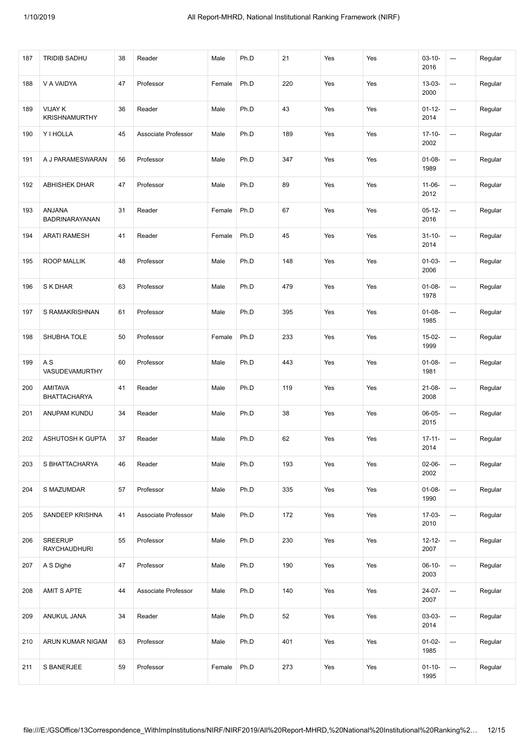| 187 | TRIDIB SADHU | 38 | Reader | Male | Ph.D | 21 | Yes | Yes | 03-10-2016 | --- | Regular |
|---|---|---|---|---|---|---|---|---|---|---|---|
| 188 | V A VAIDYA | 47 | Professor | Female | Ph.D | 220 | Yes | Yes | 13-03-2000 | --- | Regular |
| 189 | VIJAY K KRISHNAMURTHY | 36 | Reader | Male | Ph.D | 43 | Yes | Yes | 01-12-2014 | --- | Regular |
| 190 | Y I HOLLA | 45 | Associate Professor | Male | Ph.D | 189 | Yes | Yes | 17-10-2002 | --- | Regular |
| 191 | A J PARAMESWARAN | 56 | Professor | Male | Ph.D | 347 | Yes | Yes | 01-08-1989 | --- | Regular |
| 192 | ABHISHEK DHAR | 47 | Professor | Male | Ph.D | 89 | Yes | Yes | 11-06-2012 | --- | Regular |
| 193 | ANJANA BADRINARAYANAN | 31 | Reader | Female | Ph.D | 67 | Yes | Yes | 05-12-2016 | --- | Regular |
| 194 | ARATI RAMESH | 41 | Reader | Female | Ph.D | 45 | Yes | Yes | 31-10-2014 | --- | Regular |
| 195 | ROOP MALLIK | 48 | Professor | Male | Ph.D | 148 | Yes | Yes | 01-03-2006 | --- | Regular |
| 196 | S K DHAR | 63 | Professor | Male | Ph.D | 479 | Yes | Yes | 01-08-1978 | --- | Regular |
| 197 | S RAMAKRISHNAN | 61 | Professor | Male | Ph.D | 395 | Yes | Yes | 01-08-1985 | --- | Regular |
| 198 | SHUBHA TOLE | 50 | Professor | Female | Ph.D | 233 | Yes | Yes | 15-02-1999 | --- | Regular |
| 199 | A S VASUDEVAMURTHY | 60 | Professor | Male | Ph.D | 443 | Yes | Yes | 01-08-1981 | --- | Regular |
| 200 | AMITAVA BHATTACHARYA | 41 | Reader | Male | Ph.D | 119 | Yes | Yes | 21-08-2008 | --- | Regular |
| 201 | ANUPAM KUNDU | 34 | Reader | Male | Ph.D | 38 | Yes | Yes | 06-05-2015 | --- | Regular |
| 202 | ASHUTOSH K GUPTA | 37 | Reader | Male | Ph.D | 62 | Yes | Yes | 17-11-2014 | --- | Regular |
| 203 | S BHATTACHARYA | 46 | Reader | Male | Ph.D | 193 | Yes | Yes | 02-06-2002 | --- | Regular |
| 204 | S MAZUMDAR | 57 | Professor | Male | Ph.D | 335 | Yes | Yes | 01-08-1990 | --- | Regular |
| 205 | SANDEEP KRISHNA | 41 | Associate Professor | Male | Ph.D | 172 | Yes | Yes | 17-03-2010 | --- | Regular |
| 206 | SREERUP RAYCHAUDHURI | 55 | Professor | Male | Ph.D | 230 | Yes | Yes | 12-12-2007 | --- | Regular |
| 207 | A S Dighe | 47 | Professor | Male | Ph.D | 190 | Yes | Yes | 06-10-2003 | --- | Regular |
| 208 | AMIT S APTE | 44 | Associate Professor | Male | Ph.D | 140 | Yes | Yes | 24-07-2007 | --- | Regular |
| 209 | ANUKUL JANA | 34 | Reader | Male | Ph.D | 52 | Yes | Yes | 03-03-2014 | --- | Regular |
| 210 | ARUN KUMAR NIGAM | 63 | Professor | Male | Ph.D | 401 | Yes | Yes | 01-02-1985 | --- | Regular |
| 211 | S BANERJEE | 59 | Professor | Female | Ph.D | 273 | Yes | Yes | 01-10-1995 | --- | Regular |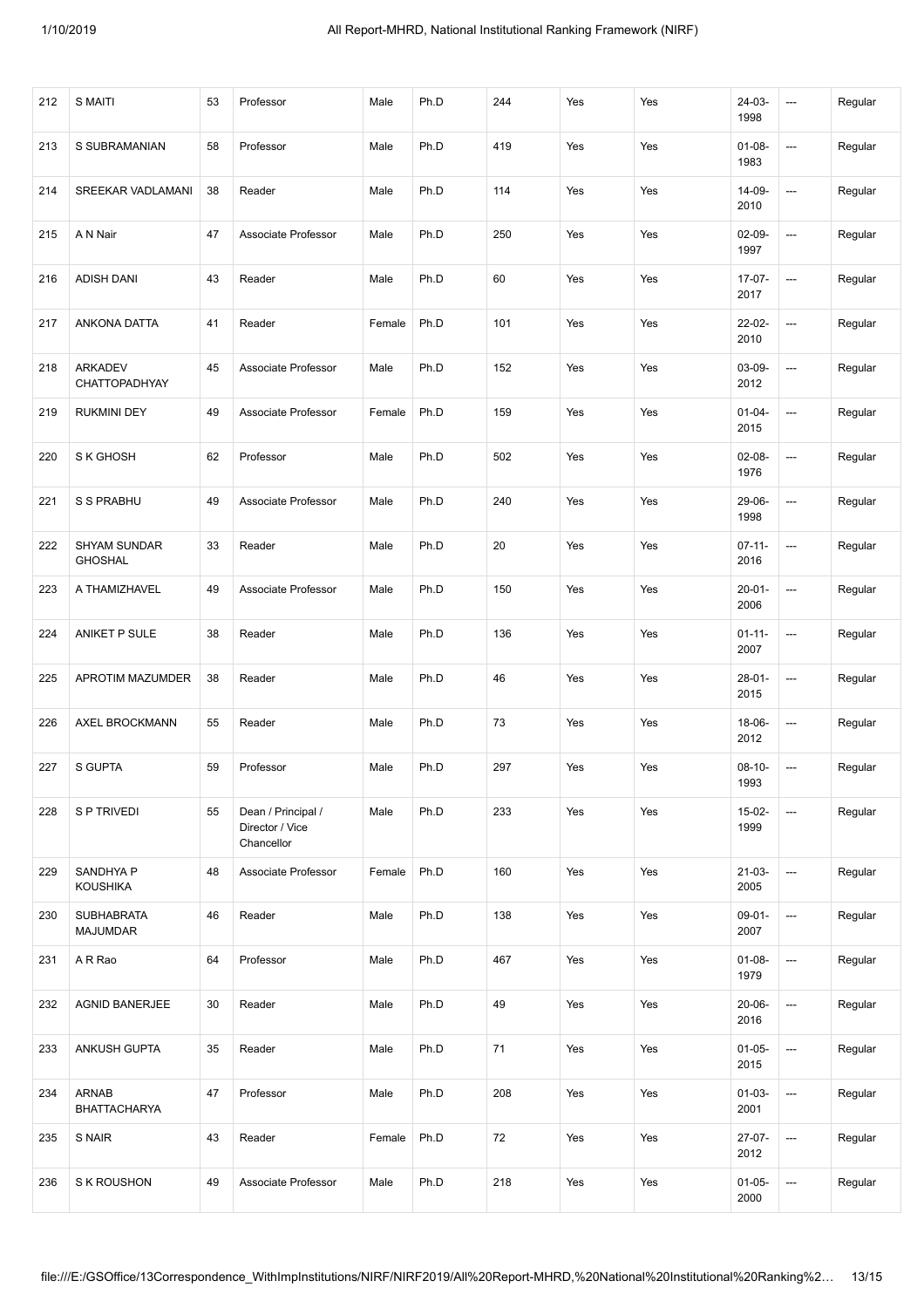| 212 | S MAITI | 53 | Professor | Male | Ph.D | 244 | Yes | Yes | 24-03-1998 | --- | Regular |
|---|---|---|---|---|---|---|---|---|---|---|---|
| 213 | S SUBRAMANIAN | 58 | Professor | Male | Ph.D | 419 | Yes | Yes | 01-08-1983 | --- | Regular |
| 214 | SREEKAR VADLAMANI | 38 | Reader | Male | Ph.D | 114 | Yes | Yes | 14-09-2010 | --- | Regular |
| 215 | A N Nair | 47 | Associate Professor | Male | Ph.D | 250 | Yes | Yes | 02-09-1997 | --- | Regular |
| 216 | ADISH DANI | 43 | Reader | Male | Ph.D | 60 | Yes | Yes | 17-07-2017 | --- | Regular |
| 217 | ANKONA DATTA | 41 | Reader | Female | Ph.D | 101 | Yes | Yes | 22-02-2010 | --- | Regular |
| 218 | ARKADEV CHATTOPADHYAY | 45 | Associate Professor | Male | Ph.D | 152 | Yes | Yes | 03-09-2012 | --- | Regular |
| 219 | RUKMINI DEY | 49 | Associate Professor | Female | Ph.D | 159 | Yes | Yes | 01-04-2015 | --- | Regular |
| 220 | S K GHOSH | 62 | Professor | Male | Ph.D | 502 | Yes | Yes | 02-08-1976 | --- | Regular |
| 221 | S S PRABHU | 49 | Associate Professor | Male | Ph.D | 240 | Yes | Yes | 29-06-1998 | --- | Regular |
| 222 | SHYAM SUNDAR GHOSHAL | 33 | Reader | Male | Ph.D | 20 | Yes | Yes | 07-11-2016 | --- | Regular |
| 223 | A THAMIZHAVEL | 49 | Associate Professor | Male | Ph.D | 150 | Yes | Yes | 20-01-2006 | --- | Regular |
| 224 | ANIKET P SULE | 38 | Reader | Male | Ph.D | 136 | Yes | Yes | 01-11-2007 | --- | Regular |
| 225 | APROTIM MAZUMDER | 38 | Reader | Male | Ph.D | 46 | Yes | Yes | 28-01-2015 | --- | Regular |
| 226 | AXEL BROCKMANN | 55 | Reader | Male | Ph.D | 73 | Yes | Yes | 18-06-2012 | --- | Regular |
| 227 | S GUPTA | 59 | Professor | Male | Ph.D | 297 | Yes | Yes | 08-10-1993 | --- | Regular |
| 228 | S P TRIVEDI | 55 | Dean / Principal / Director / Vice Chancellor | Male | Ph.D | 233 | Yes | Yes | 15-02-1999 | --- | Regular |
| 229 | SANDHYA P KOUSHIKA | 48 | Associate Professor | Female | Ph.D | 160 | Yes | Yes | 21-03-2005 | --- | Regular |
| 230 | SUBHABRATA MAJUMDAR | 46 | Reader | Male | Ph.D | 138 | Yes | Yes | 09-01-2007 | --- | Regular |
| 231 | A R Rao | 64 | Professor | Male | Ph.D | 467 | Yes | Yes | 01-08-1979 | --- | Regular |
| 232 | AGNID BANERJEE | 30 | Reader | Male | Ph.D | 49 | Yes | Yes | 20-06-2016 | --- | Regular |
| 233 | ANKUSH GUPTA | 35 | Reader | Male | Ph.D | 71 | Yes | Yes | 01-05-2015 | --- | Regular |
| 234 | ARNAB BHATTACHARYA | 47 | Professor | Male | Ph.D | 208 | Yes | Yes | 01-03-2001 | --- | Regular |
| 235 | S NAIR | 43 | Reader | Female | Ph.D | 72 | Yes | Yes | 27-07-2012 | --- | Regular |
| 236 | S K ROUSHON | 49 | Associate Professor | Male | Ph.D | 218 | Yes | Yes | 01-05-2000 | --- | Regular |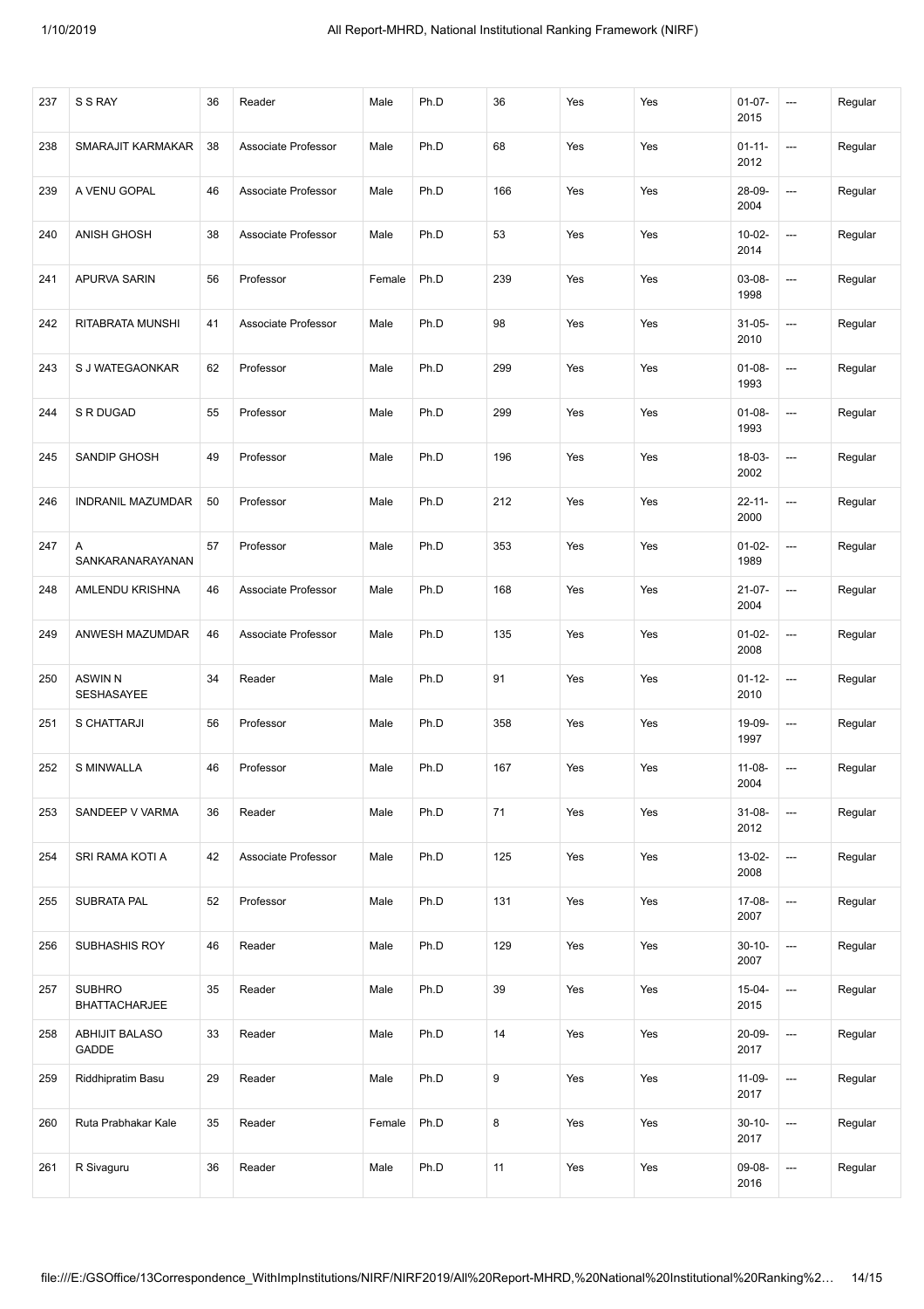| | | | | | | | | | | | |
|---|---|---|---|---|---|---|---|---|---|---|---|
| 237 | S S RAY | 36 | Reader | Male | Ph.D | 36 | Yes | Yes | 01-07-2015 | --- | Regular |
| 238 | SMARAJIT KARMAKAR | 38 | Associate Professor | Male | Ph.D | 68 | Yes | Yes | 01-11-2012 | --- | Regular |
| 239 | A VENU GOPAL | 46 | Associate Professor | Male | Ph.D | 166 | Yes | Yes | 28-09-2004 | --- | Regular |
| 240 | ANISH GHOSH | 38 | Associate Professor | Male | Ph.D | 53 | Yes | Yes | 10-02-2014 | --- | Regular |
| 241 | APURVA SARIN | 56 | Professor | Female | Ph.D | 239 | Yes | Yes | 03-08-1998 | --- | Regular |
| 242 | RITABRATA MUNSHI | 41 | Associate Professor | Male | Ph.D | 98 | Yes | Yes | 31-05-2010 | --- | Regular |
| 243 | S J WATEGAONKAR | 62 | Professor | Male | Ph.D | 299 | Yes | Yes | 01-08-1993 | --- | Regular |
| 244 | S R DUGAD | 55 | Professor | Male | Ph.D | 299 | Yes | Yes | 01-08-1993 | --- | Regular |
| 245 | SANDIP GHOSH | 49 | Professor | Male | Ph.D | 196 | Yes | Yes | 18-03-2002 | --- | Regular |
| 246 | INDRANIL MAZUMDAR | 50 | Professor | Male | Ph.D | 212 | Yes | Yes | 22-11-2000 | --- | Regular |
| 247 | A SANKARANARAYANAN | 57 | Professor | Male | Ph.D | 353 | Yes | Yes | 01-02-1989 | --- | Regular |
| 248 | AMLENDU KRISHNA | 46 | Associate Professor | Male | Ph.D | 168 | Yes | Yes | 21-07-2004 | --- | Regular |
| 249 | ANWESH MAZUMDAR | 46 | Associate Professor | Male | Ph.D | 135 | Yes | Yes | 01-02-2008 | --- | Regular |
| 250 | ASWIN N SESHASAYEE | 34 | Reader | Male | Ph.D | 91 | Yes | Yes | 01-12-2010 | --- | Regular |
| 251 | S CHATTARJI | 56 | Professor | Male | Ph.D | 358 | Yes | Yes | 19-09-1997 | --- | Regular |
| 252 | S MINWALLA | 46 | Professor | Male | Ph.D | 167 | Yes | Yes | 11-08-2004 | --- | Regular |
| 253 | SANDEEP V VARMA | 36 | Reader | Male | Ph.D | 71 | Yes | Yes | 31-08-2012 | --- | Regular |
| 254 | SRI RAMA KOTI A | 42 | Associate Professor | Male | Ph.D | 125 | Yes | Yes | 13-02-2008 | --- | Regular |
| 255 | SUBRATA PAL | 52 | Professor | Male | Ph.D | 131 | Yes | Yes | 17-08-2007 | --- | Regular |
| 256 | SUBHASHIS ROY | 46 | Reader | Male | Ph.D | 129 | Yes | Yes | 30-10-2007 | --- | Regular |
| 257 | SUBHRO BHATTACHARJEE | 35 | Reader | Male | Ph.D | 39 | Yes | Yes | 15-04-2015 | --- | Regular |
| 258 | ABHIJIT BALASO GADDE | 33 | Reader | Male | Ph.D | 14 | Yes | Yes | 20-09-2017 | --- | Regular |
| 259 | Riddhipratim Basu | 29 | Reader | Male | Ph.D | 9 | Yes | Yes | 11-09-2017 | --- | Regular |
| 260 | Ruta Prabhakar Kale | 35 | Reader | Female | Ph.D | 8 | Yes | Yes | 30-10-2017 | --- | Regular |
| 261 | R Sivaguru | 36 | Reader | Male | Ph.D | 11 | Yes | Yes | 09-08-2016 | --- | Regular |